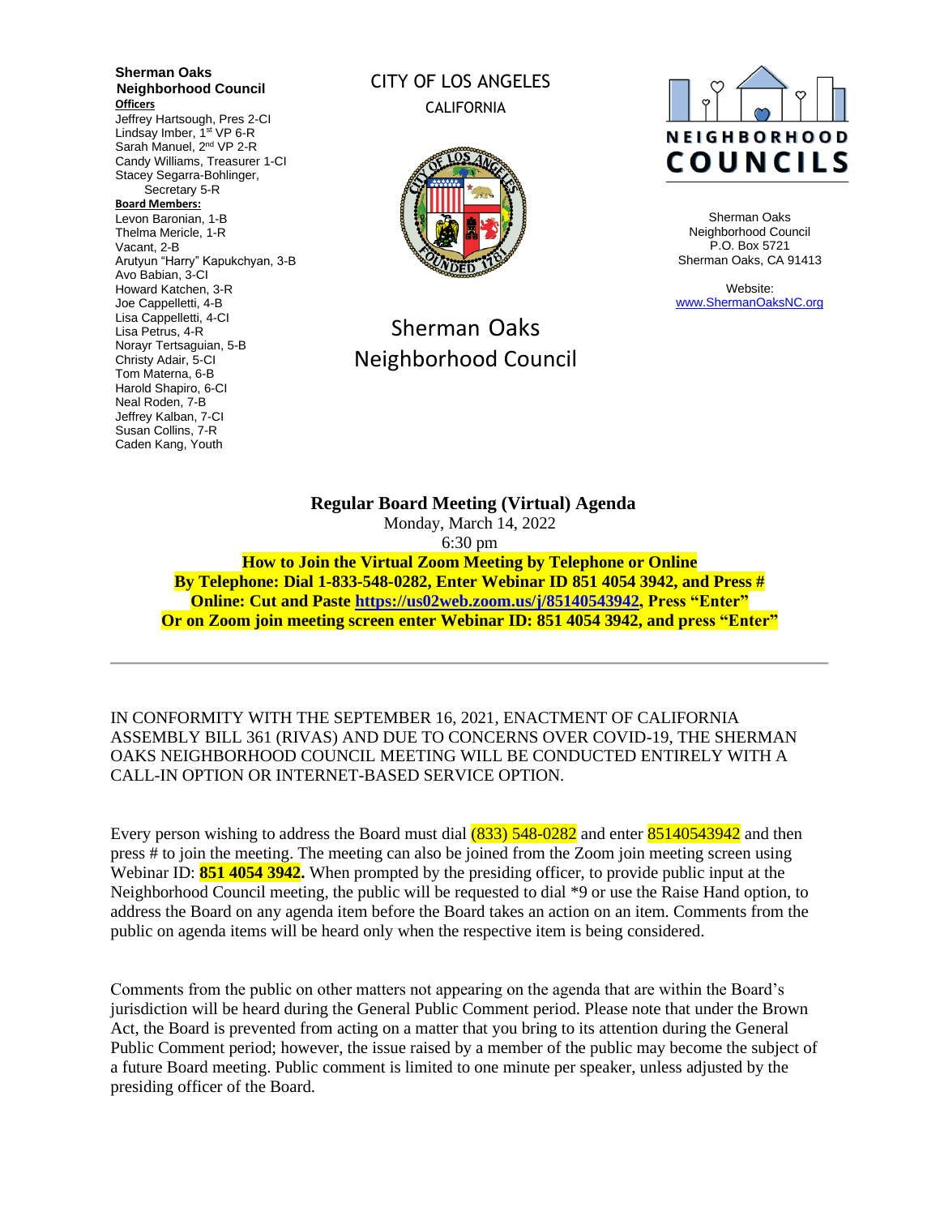**Sherman Oaks Neighborhood Council**

**Officers**

Jeffrey Hartsough, Pres 2-CI
Lindsay Imber, 1st VP 6-R
Sarah Manuel, 2nd VP 2-R
Candy Williams, Treasurer 1-CI
Stacey Segarra-Bohlinger, Secretary 5-R

**Board Members:**

Levon Baronian, 1-B
Thelma Mericle, 1-R
Vacant, 2-B
Arutyun "Harry" Kapukchyan, 3-B
Avo Babian, 3-CI
Howard Katchen, 3-R
Joe Cappelletti, 4-B
Lisa Cappelletti, 4-CI
Lisa Petrus, 4-R
Norayr Tertsaguian, 5-B
Christy Adair, 5-CI
Tom Materna, 6-B
Harold Shapiro, 6-CI
Neal Roden, 7-B
Jeffrey Kalban, 7-CI
Susan Collins, 7-R
Caden Kang, Youth

CITY OF LOS ANGELES
CALIFORNIA

Sherman Oaks Neighborhood Council

NEIGHBORHOOD COUNCILS

Sherman Oaks Neighborhood Council
P.O. Box 5721
Sherman Oaks, CA 91413

Website:
www.ShermanOaksNC.org

**Regular Board Meeting (Virtual) Agenda**
Monday, March 14, 2022
6:30 pm

**How to Join the Virtual Zoom Meeting by Telephone or Online**
**By Telephone: Dial 1-833-548-0282, Enter Webinar ID 851 4054 3942, and Press #**
**Online: Cut and Paste https://us02web.zoom.us/j/85140543942, Press "Enter"**
**Or on Zoom join meeting screen enter Webinar ID: 851 4054 3942, and press "Enter"**

---

IN CONFORMITY WITH THE SEPTEMBER 16, 2021, ENACTMENT OF CALIFORNIA ASSEMBLY BILL 361 (RIVAS) AND DUE TO CONCERNS OVER COVID-19, THE SHERMAN OAKS NEIGHBORHOOD COUNCIL MEETING WILL BE CONDUCTED ENTIRELY WITH A CALL-IN OPTION OR INTERNET-BASED SERVICE OPTION.

Every person wishing to address the Board must dial (833) 548-0282 and enter 85140543942 and then press # to join the meeting. The meeting can also be joined from the Zoom join meeting screen using Webinar ID: **851 4054 3942.** When prompted by the presiding officer, to provide public input at the Neighborhood Council meeting, the public will be requested to dial *9 or use the Raise Hand option, to address the Board on any agenda item before the Board takes an action on an item. Comments from the public on agenda items will be heard only when the respective item is being considered.

Comments from the public on other matters not appearing on the agenda that are within the Board's jurisdiction will be heard during the General Public Comment period. Please note that under the Brown Act, the Board is prevented from acting on a matter that you bring to its attention during the General Public Comment period; however, the issue raised by a member of the public may become the subject of a future Board meeting. Public comment is limited to one minute per speaker, unless adjusted by the presiding officer of the Board.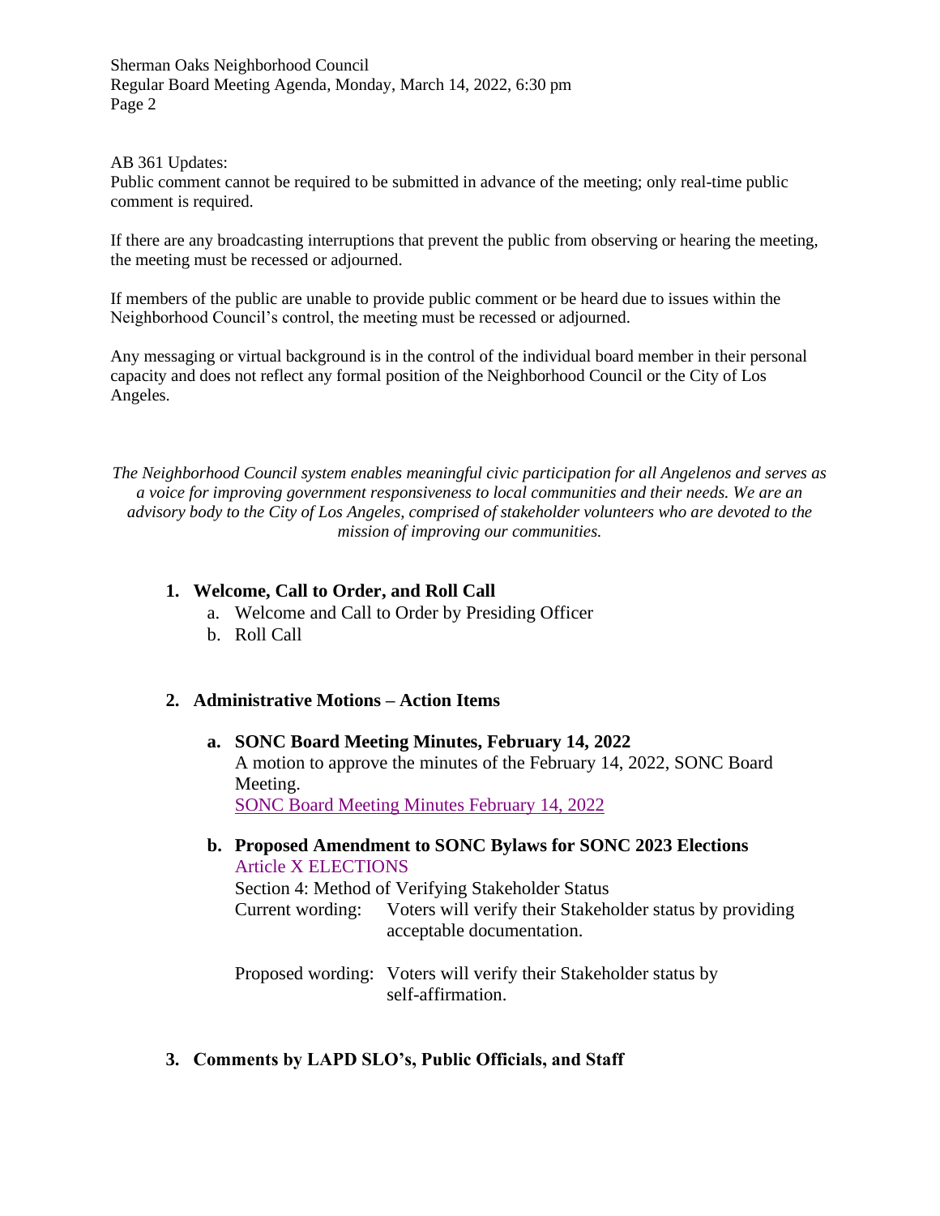AB 361 Updates:
Public comment cannot be required to be submitted in advance of the meeting; only real-time public comment is required.

If there are any broadcasting interruptions that prevent the public from observing or hearing the meeting, the meeting must be recessed or adjourned.

If members of the public are unable to provide public comment or be heard due to issues within the Neighborhood Council's control, the meeting must be recessed or adjourned.

Any messaging or virtual background is in the control of the individual board member in their personal capacity and does not reflect any formal position of the Neighborhood Council or the City of Los Angeles.

*The Neighborhood Council system enables meaningful civic participation for all Angelenos and serves as a voice for improving government responsiveness to local communities and their needs. We are an advisory body to the City of Los Angeles, comprised of stakeholder volunteers who are devoted to the mission of improving our communities.*

1. **Welcome, Call to Order, and Roll Call**
   a. Welcome and Call to Order by Presiding Officer
   b. Roll Call

2. **Administrative Motions – Action Items**

   a. **SONC Board Meeting Minutes, February 14, 2022**
   A motion to approve the minutes of the February 14, 2022, SONC Board Meeting.
   SONC Board Meeting Minutes February 14, 2022

   b. **Proposed Amendment to SONC Bylaws for SONC 2023 Elections**
   Article X ELECTIONS
   Section 4: Method of Verifying Stakeholder Status
   Current wording: Voters will verify their Stakeholder status by providing acceptable documentation.

   Proposed wording: Voters will verify their Stakeholder status by self-affirmation.

3. **Comments by LAPD SLO's, Public Officials, and Staff**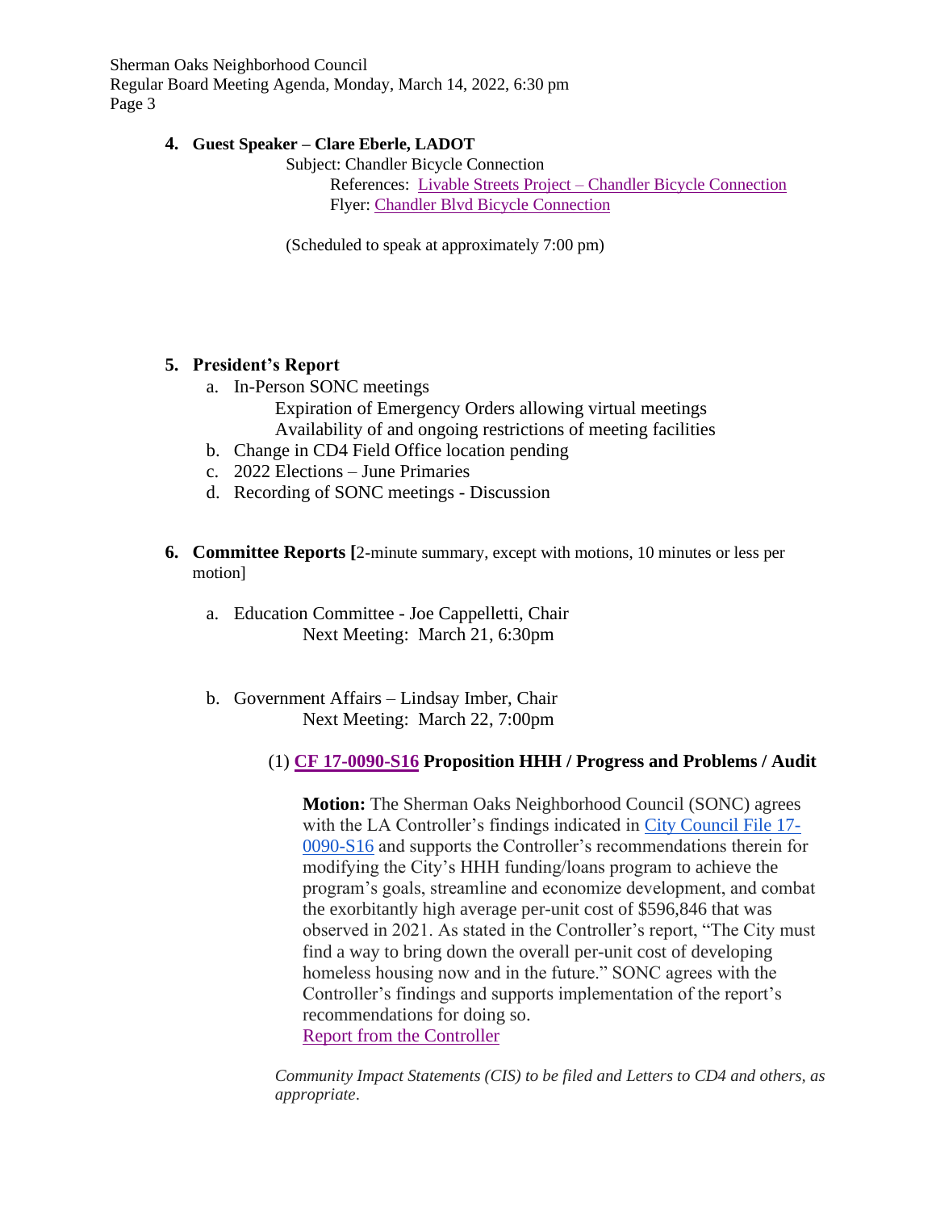**4. Guest Speaker – Clare Eberle, LADOT**

Subject: Chandler Bicycle Connection

References: Livable Streets Project – Chandler Bicycle Connection

Flyer: Chandler Blvd Bicycle Connection

(Scheduled to speak at approximately 7:00 pm)

**5. President's Report**

a. In-Person SONC meetings
   - Expiration of Emergency Orders allowing virtual meetings
   - Availability of and ongoing restrictions of meeting facilities

b. Change in CD4 Field Office location pending

c. 2022 Elections – June Primaries

d. Recording of SONC meetings - Discussion

**6. Committee Reports [**2-minute summary, except with motions, 10 minutes or less per motion]

a. Education Committee - Joe Cappelletti, Chair
   Next Meeting: March 21, 6:30pm

b. Government Affairs – Lindsay Imber, Chair
   Next Meeting: March 22, 7:00pm

(1) **CF 17-0090-S16 Proposition HHH / Progress and Problems / Audit**

**Motion:** The Sherman Oaks Neighborhood Council (SONC) agrees with the LA Controller's findings indicated in City Council File 17-0090-S16 and supports the Controller's recommendations therein for modifying the City's HHH funding/loans program to achieve the program's goals, streamline and economize development, and combat the exorbitantly high average per-unit cost of $596,846 that was observed in 2021. As stated in the Controller's report, "The City must find a way to bring down the overall per-unit cost of developing homeless housing now and in the future." SONC agrees with the Controller's findings and supports implementation of the report's recommendations for doing so.

Report from the Controller

*Community Impact Statements (CIS) to be filed and Letters to CD4 and others, as appropriate.*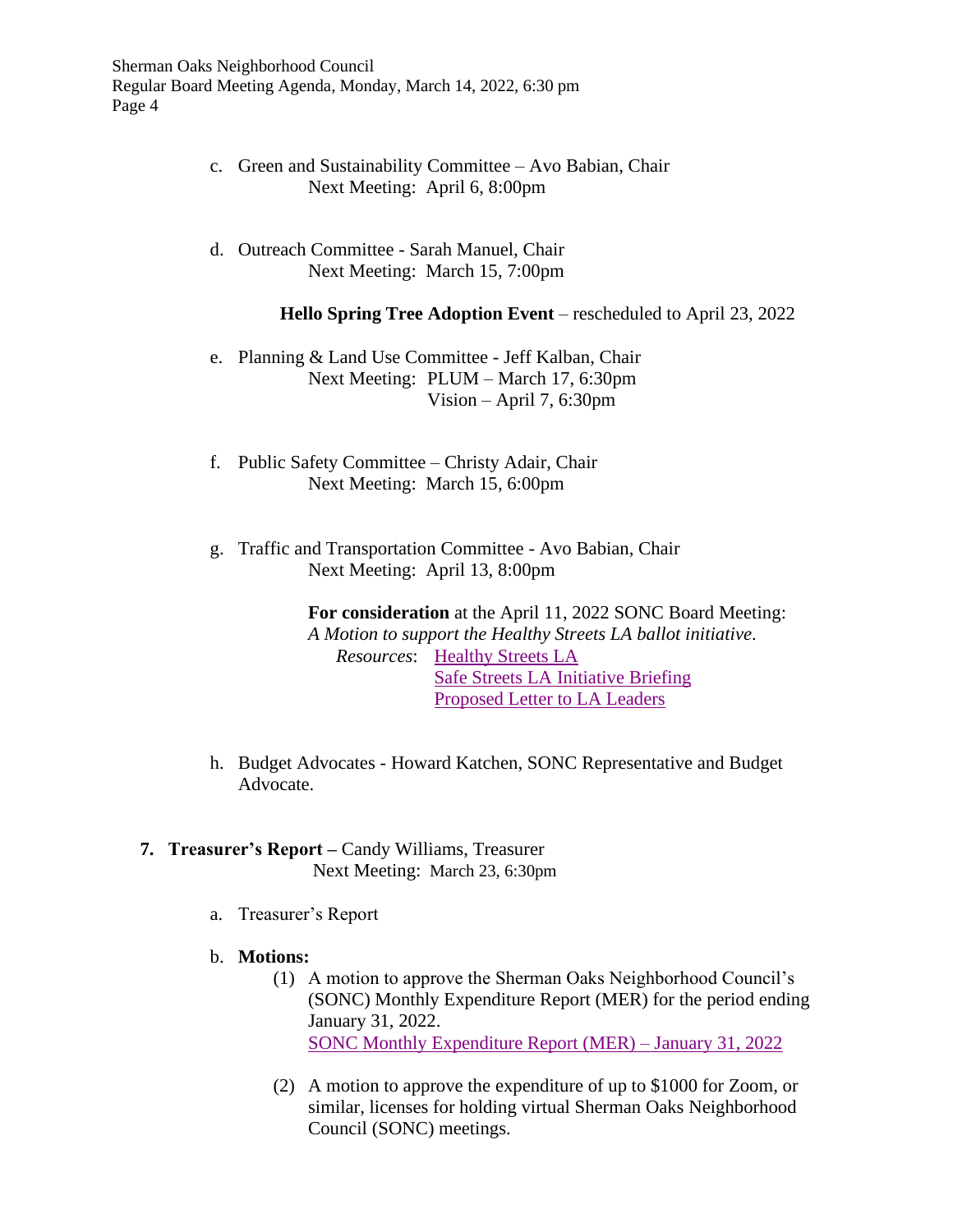c. Green and Sustainability Committee – Avo Babian, Chair
   Next Meeting: April 6, 8:00pm

d. Outreach Committee - Sarah Manuel, Chair
   Next Meeting: March 15, 7:00pm

   **Hello Spring Tree Adoption Event** – rescheduled to April 23, 2022

e. Planning & Land Use Committee - Jeff Kalban, Chair
   Next Meeting: PLUM – March 17, 6:30pm
   Vision – April 7, 6:30pm

f. Public Safety Committee – Christy Adair, Chair
   Next Meeting: March 15, 6:00pm

g. Traffic and Transportation Committee - Avo Babian, Chair
   Next Meeting: April 13, 8:00pm

   **For consideration** at the April 11, 2022 SONC Board Meeting:
   *A Motion to support the Healthy Streets LA ballot initiative*.
   *Resources*: Healthy Streets LA
   Safe Streets LA Initiative Briefing
   Proposed Letter to LA Leaders

h. Budget Advocates - Howard Katchen, SONC Representative and Budget Advocate.

**7. Treasurer's Report –** Candy Williams, Treasurer
   Next Meeting: March 23, 6:30pm

a. Treasurer's Report

b. **Motions:**
   (1) A motion to approve the Sherman Oaks Neighborhood Council's (SONC) Monthly Expenditure Report (MER) for the period ending January 31, 2022.
   SONC Monthly Expenditure Report (MER) – January 31, 2022

   (2) A motion to approve the expenditure of up to $1000 for Zoom, or similar, licenses for holding virtual Sherman Oaks Neighborhood Council (SONC) meetings.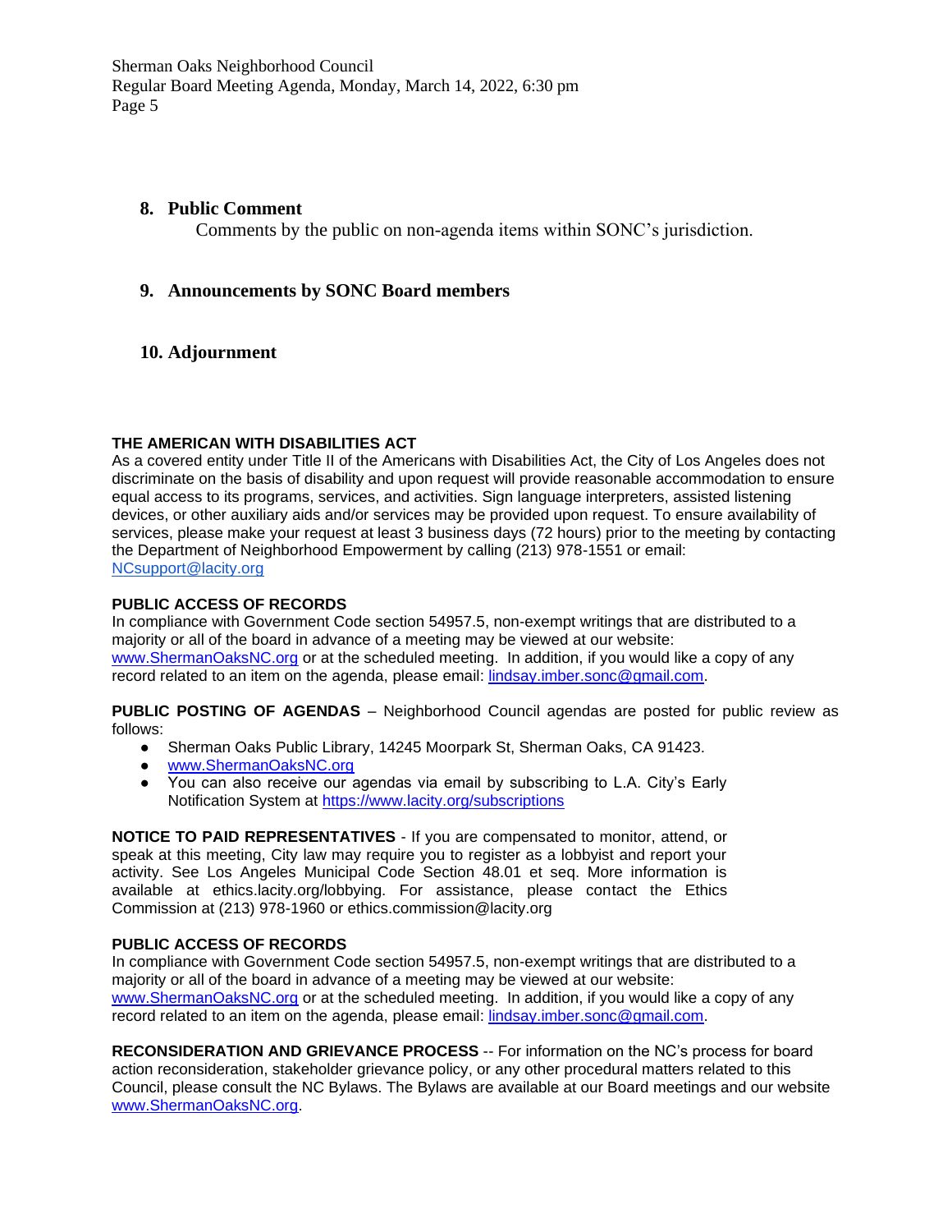8. **Public Comment**

   Comments by the public on non-agenda items within SONC's jurisdiction.

9. **Announcements by SONC Board members**

10. **Adjournment**

**THE AMERICAN WITH DISABILITIES ACT**
As a covered entity under Title II of the Americans with Disabilities Act, the City of Los Angeles does not discriminate on the basis of disability and upon request will provide reasonable accommodation to ensure equal access to its programs, services, and activities. Sign language interpreters, assisted listening devices, or other auxiliary aids and/or services may be provided upon request. To ensure availability of services, please make your request at least 3 business days (72 hours) prior to the meeting by contacting the Department of Neighborhood Empowerment by calling (213) 978-1551 or email: NCsupport@lacity.org

**PUBLIC ACCESS OF RECORDS**
In compliance with Government Code section 54957.5, non-exempt writings that are distributed to a majority or all of the board in advance of a meeting may be viewed at our website: www.ShermanOaksNC.org or at the scheduled meeting. In addition, if you would like a copy of any record related to an item on the agenda, please email: lindsay.imber.sonc@gmail.com.

**PUBLIC POSTING OF AGENDAS** – Neighborhood Council agendas are posted for public review as follows:

- Sherman Oaks Public Library, 14245 Moorpark St, Sherman Oaks, CA 91423.
- www.ShermanOaksNC.org
- You can also receive our agendas via email by subscribing to L.A. City's Early Notification System at https://www.lacity.org/subscriptions

**NOTICE TO PAID REPRESENTATIVES** - If you are compensated to monitor, attend, or speak at this meeting, City law may require you to register as a lobbyist and report your activity. See Los Angeles Municipal Code Section 48.01 et seq. More information is available at ethics.lacity.org/lobbying. For assistance, please contact the Ethics Commission at (213) 978-1960 or ethics.commission@lacity.org

**PUBLIC ACCESS OF RECORDS**
In compliance with Government Code section 54957.5, non-exempt writings that are distributed to a majority or all of the board in advance of a meeting may be viewed at our website: www.ShermanOaksNC.org or at the scheduled meeting. In addition, if you would like a copy of any record related to an item on the agenda, please email: lindsay.imber.sonc@gmail.com.

**RECONSIDERATION AND GRIEVANCE PROCESS** -- For information on the NC's process for board action reconsideration, stakeholder grievance policy, or any other procedural matters related to this Council, please consult the NC Bylaws. The Bylaws are available at our Board meetings and our website www.ShermanOaksNC.org.